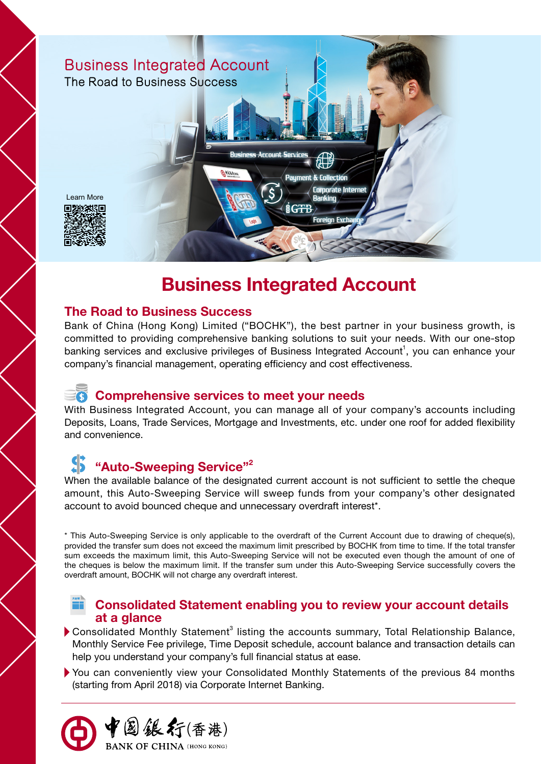# Business Integrated Account

## The Road to Business Success

Bank of China (Hong Kong) Limited ("BOCHK"), the best partner in your business growth, is committed to providing comprehensive banking solutions to suit your needs. With our one-stop banking services and exclusive privileges of Business Integrated Account[1], you can enhance your company's financial management, operating efficiency and cost effectiveness.

### Comprehensive services to meet your needs

With Business Integrated Account, you can manage all of your company's accounts including Deposits, Loans, Trade Services, Mortgage and Investments, etc. under one roof for added flexibility and convenience.

### "Auto-Sweeping Service"[2]

When the available balance of the designated current account is not sufficient to settle the cheque amount, this Auto-Sweeping Service will sweep funds from your company's other designated account to avoid bounced cheque and unnecessary overdraft interest*.

* This Auto-Sweeping Service is only applicable to the overdraft of the Current Account due to drawing of cheque(s), provided the transfer sum does not exceed the maximum limit prescribed by BOCHK from time to time. If the total transfer sum exceeds the maximum limit, this Auto-Sweeping Service will not be executed even though the amount of one of the cheques is below the maximum limit. If the transfer sum under this Auto-Sweeping Service successfully covers the overdraft amount, BOCHK will not charge any overdraft interest.

### Consolidated Statement enabling you to review your account details at a glance

- Consolidated Monthly Statement[3] listing the accounts summary, Total Relationship Balance, Monthly Service Fee privilege, Time Deposit schedule, account balance and transaction details can help you understand your company's full financial status at ease.
- You can conveniently view your Consolidated Monthly Statements of the previous 84 months (starting from April 2018) via Corporate Internet Banking.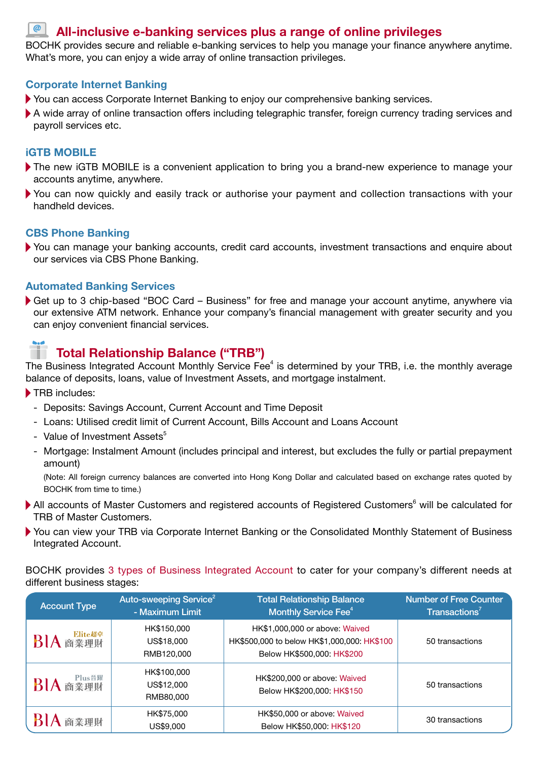## All-inclusive e-banking services plus a range of online privileges

BOCHK provides secure and reliable e-banking services to help you manage your finance anywhere anytime. What's more, you can enjoy a wide array of online transaction privileges.

### Corporate Internet Banking

- You can access Corporate Internet Banking to enjoy our comprehensive banking services.
- A wide array of online transaction offers including telegraphic transfer, foreign currency trading services and payroll services etc.

### iGTB MOBILE

- The new iGTB MOBILE is a convenient application to bring you a brand-new experience to manage your accounts anytime, anywhere.
- You can now quickly and easily track or authorise your payment and collection transactions with your handheld devices.

### CBS Phone Banking

- You can manage your banking accounts, credit card accounts, investment transactions and enquire about our services via CBS Phone Banking.

### Automated Banking Services

- Get up to 3 chip-based "BOC Card – Business" for free and manage your account anytime, anywhere via our extensive ATM network. Enhance your company's financial management with greater security and you can enjoy convenient financial services.

## Total Relationship Balance ("TRB")

The Business Integrated Account Monthly Service Fee[4] is determined by your TRB, i.e. the monthly average balance of deposits, loans, value of Investment Assets, and mortgage instalment.

- TRB includes:
  - Deposits: Savings Account, Current Account and Time Deposit
  - Loans: Utilised credit limit of Current Account, Bills Account and Loans Account
  - Value of Investment Assets[5]
  - Mortgage: Instalment Amount (includes principal and interest, but excludes the fully or partial prepayment amount)

  (Note: All foreign currency balances are converted into Hong Kong Dollar and calculated based on exchange rates quoted by BOCHK from time to time.)
- All accounts of Master Customers and registered accounts of Registered Customers[6] will be calculated for TRB of Master Customers.
- You can view your TRB via Corporate Internet Banking or the Consolidated Monthly Statement of Business Integrated Account.

BOCHK provides 3 types of Business Integrated Account to cater for your company's different needs at different business stages:

| Account Type | Auto-sweeping Service[2] - Maximum Limit | Total Relationship Balance Monthly Service Fee[4] | Number of Free Counter Transactions[7] |
|---|---|---|---|
| BIA Elite 超卓 商業理財 | HK$150,000<br>US$18,000<br>RMB120,000 | HK$1,000,000 or above: Waived<br>HK$500,000 to below HK$1,000,000: HK$100<br>Below HK$500,000: HK$200 | 50 transactions |
| BIA Plus 晉躍 商業理財 | HK$100,000<br>US$12,000<br>RMB80,000 | HK$200,000 or above: Waived<br>Below HK$200,000: HK$150 | 50 transactions |
| BIA 商業理財 | HK$75,000<br>US$9,000 | HK$50,000 or above: Waived<br>Below HK$50,000: HK$120 | 30 transactions |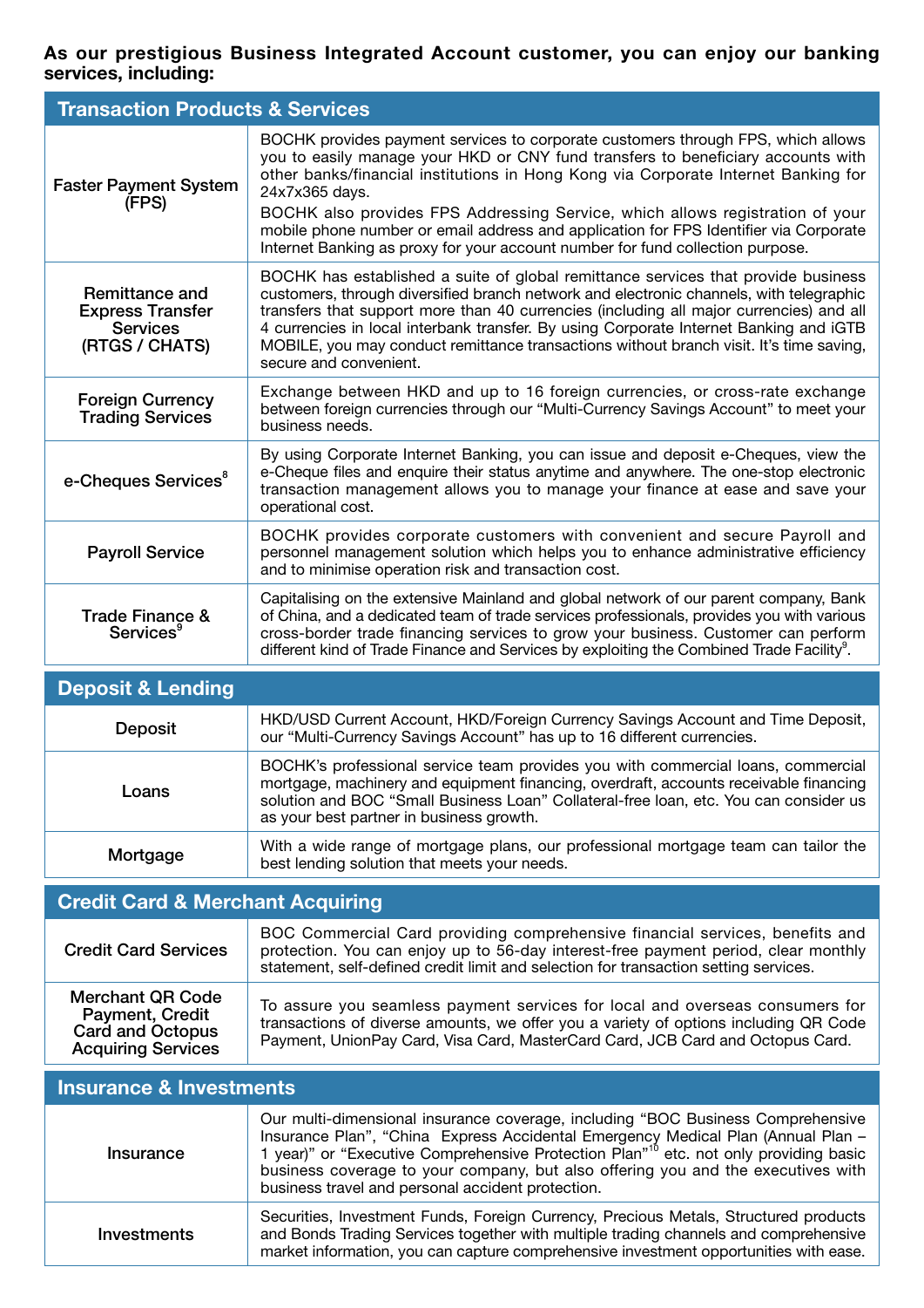**As our prestigious Business Integrated Account customer, you can enjoy our banking services, including:**

| Transaction Products & Services | |
|---|---|
| Faster Payment System (FPS) | BOCHK provides payment services to corporate customers through FPS, which allows you to easily manage your HKD or CNY fund transfers to beneficiary accounts with other banks/financial institutions in Hong Kong via Corporate Internet Banking for 24x7x365 days.<br>BOCHK also provides FPS Addressing Service, which allows registration of your mobile phone number or email address and application for FPS Identifier via Corporate Internet Banking as proxy for your account number for fund collection purpose. |
| Remittance and Express Transfer Services (RTGS / CHATS) | BOCHK has established a suite of global remittance services that provide business customers, through diversified branch network and electronic channels, with telegraphic transfers that support more than 40 currencies (including all major currencies) and all 4 currencies in local interbank transfer. By using Corporate Internet Banking and iGTB MOBILE, you may conduct remittance transactions without branch visit. It's time saving, secure and convenient. |
| Foreign Currency Trading Services | Exchange between HKD and up to 16 foreign currencies, or cross-rate exchange between foreign currencies through our "Multi-Currency Savings Account" to meet your business needs. |
| e-Cheques Services[8] | By using Corporate Internet Banking, you can issue and deposit e-Cheques, view the e-Cheque files and enquire their status anytime and anywhere. The one-stop electronic transaction management allows you to manage your finance at ease and save your operational cost. |
| Payroll Service | BOCHK provides corporate customers with convenient and secure Payroll and personnel management solution which helps you to enhance administrative efficiency and to minimise operation risk and transaction cost. |
| Trade Finance & Services[9] | Capitalising on the extensive Mainland and global network of our parent company, Bank of China, and a dedicated team of trade services professionals, provides you with various cross-border trade financing services to grow your business. Customer can perform different kind of Trade Finance and Services by exploiting the Combined Trade Facility[9]. |

| Deposit & Lending | |
|---|---|
| Deposit | HKD/USD Current Account, HKD/Foreign Currency Savings Account and Time Deposit, our "Multi-Currency Savings Account" has up to 16 different currencies. |
| Loans | BOCHK's professional service team provides you with commercial loans, commercial mortgage, machinery and equipment financing, overdraft, accounts receivable financing solution and BOC "Small Business Loan" Collateral-free loan, etc. You can consider us as your best partner in business growth. |
| Mortgage | With a wide range of mortgage plans, our professional mortgage team can tailor the best lending solution that meets your needs. |

| Credit Card & Merchant Acquiring | |
|---|---|
| Credit Card Services | BOC Commercial Card providing comprehensive financial services, benefits and protection. You can enjoy up to 56-day interest-free payment period, clear monthly statement, self-defined credit limit and selection for transaction setting services. |
| Merchant QR Code Payment, Credit Card and Octopus Acquiring Services | To assure you seamless payment services for local and overseas consumers for transactions of diverse amounts, we offer you a variety of options including QR Code Payment, UnionPay Card, Visa Card, MasterCard Card, JCB Card and Octopus Card. |

| Insurance & Investments | |
|---|---|
| Insurance | Our multi-dimensional insurance coverage, including "BOC Business Comprehensive Insurance Plan", "China Express Accidental Emergency Medical Plan (Annual Plan – 1 year)" or "Executive Comprehensive Protection Plan"[10] etc. not only providing basic business coverage to your company, but also offering you and the executives with business travel and personal accident protection. |
| Investments | Securities, Investment Funds, Foreign Currency, Precious Metals, Structured products and Bonds Trading Services together with multiple trading channels and comprehensive market information, you can capture comprehensive investment opportunities with ease. |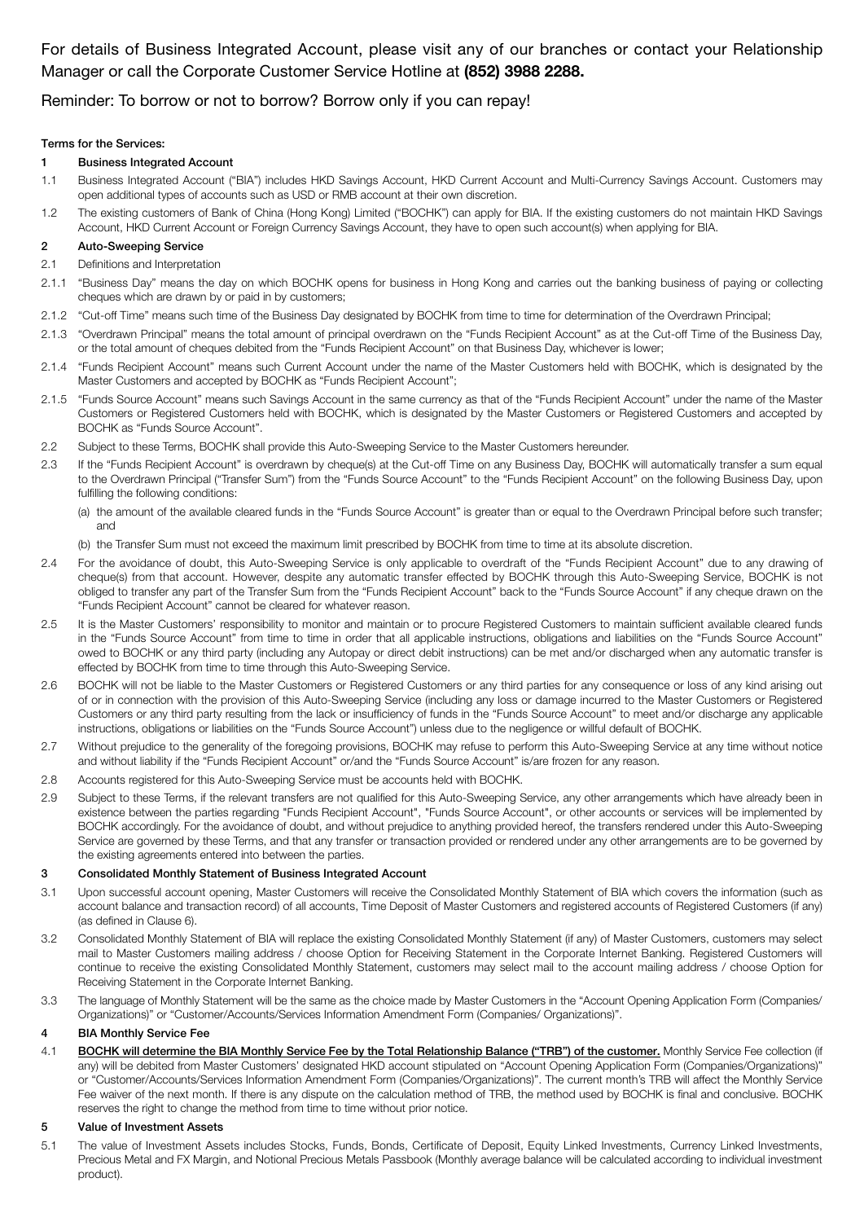For details of Business Integrated Account, please visit any of our branches or contact your Relationship Manager or call the Corporate Customer Service Hotline at **(852) 3988 2288.**

Reminder: To borrow or not to borrow? Borrow only if you can repay!

**Terms for the Services:**

**1 Business Integrated Account**

1.1 Business Integrated Account ("BIA") includes HKD Savings Account, HKD Current Account and Multi-Currency Savings Account. Customers may open additional types of accounts such as USD or RMB account at their own discretion.

1.2 The existing customers of Bank of China (Hong Kong) Limited ("BOCHK") can apply for BIA. If the existing customers do not maintain HKD Savings Account, HKD Current Account or Foreign Currency Savings Account, they have to open such account(s) when applying for BIA.

**2 Auto-Sweeping Service**

2.1 Definitions and Interpretation

2.1.1 "Business Day" means the day on which BOCHK opens for business in Hong Kong and carries out the banking business of paying or collecting cheques which are drawn by or paid in by customers;

2.1.2 "Cut-off Time" means such time of the Business Day designated by BOCHK from time to time for determination of the Overdrawn Principal;

2.1.3 "Overdrawn Principal" means the total amount of principal overdrawn on the "Funds Recipient Account" as at the Cut-off Time of the Business Day, or the total amount of cheques debited from the "Funds Recipient Account" on that Business Day, whichever is lower;

2.1.4 "Funds Recipient Account" means such Current Account under the name of the Master Customers held with BOCHK, which is designated by the Master Customers and accepted by BOCHK as "Funds Recipient Account";

2.1.5 "Funds Source Account" means such Savings Account in the same currency as that of the "Funds Recipient Account" under the name of the Master Customers or Registered Customers held with BOCHK, which is designated by the Master Customers or Registered Customers and accepted by BOCHK as "Funds Source Account".

2.2 Subject to these Terms, BOCHK shall provide this Auto-Sweeping Service to the Master Customers hereunder.

2.3 If the "Funds Recipient Account" is overdrawn by cheque(s) at the Cut-off Time on any Business Day, BOCHK will automatically transfer a sum equal to the Overdrawn Principal ("Transfer Sum") from the "Funds Source Account" to the "Funds Recipient Account" on the following Business Day, upon fulfilling the following conditions:

(a) the amount of the available cleared funds in the "Funds Source Account" is greater than or equal to the Overdrawn Principal before such transfer; and

(b) the Transfer Sum must not exceed the maximum limit prescribed by BOCHK from time to time at its absolute discretion.

2.4 For the avoidance of doubt, this Auto-Sweeping Service is only applicable to overdraft of the "Funds Recipient Account" due to any drawing of cheque(s) from that account. However, despite any automatic transfer effected by BOCHK through this Auto-Sweeping Service, BOCHK is not obliged to transfer any part of the Transfer Sum from the "Funds Recipient Account" back to the "Funds Source Account" if any cheque drawn on the "Funds Recipient Account" cannot be cleared for whatever reason.

2.5 It is the Master Customers' responsibility to monitor and maintain or to procure Registered Customers to maintain sufficient available cleared funds in the "Funds Source Account" from time to time in order that all applicable instructions, obligations and liabilities on the "Funds Source Account" owed to BOCHK or any third party (including any Autopay or direct debit instructions) can be met and/or discharged when any automatic transfer is effected by BOCHK from time to time through this Auto-Sweeping Service.

2.6 BOCHK will not be liable to the Master Customers or Registered Customers or any third parties for any consequence or loss of any kind arising out of or in connection with the provision of this Auto-Sweeping Service (including any loss or damage incurred to the Master Customers or Registered Customers or any third party resulting from the lack or insufficiency of funds in the "Funds Source Account" to meet and/or discharge any applicable instructions, obligations or liabilities on the "Funds Source Account") unless due to the negligence or willful default of BOCHK.

2.7 Without prejudice to the generality of the foregoing provisions, BOCHK may refuse to perform this Auto-Sweeping Service at any time without notice and without liability if the "Funds Recipient Account" or/and the "Funds Source Account" is/are frozen for any reason.

2.8 Accounts registered for this Auto-Sweeping Service must be accounts held with BOCHK.

2.9 Subject to these Terms, if the relevant transfers are not qualified for this Auto-Sweeping Service, any other arrangements which have already been in existence between the parties regarding "Funds Recipient Account", "Funds Source Account", or other accounts or services will be implemented by BOCHK accordingly. For the avoidance of doubt, and without prejudice to anything provided hereof, the transfers rendered under this Auto-Sweeping Service are governed by these Terms, and that any transfer or transaction provided or rendered under any other arrangements are to be governed by the existing agreements entered into between the parties.

**3 Consolidated Monthly Statement of Business Integrated Account**

3.1 Upon successful account opening, Master Customers will receive the Consolidated Monthly Statement of BIA which covers the information (such as account balance and transaction record) of all accounts, Time Deposit of Master Customers and registered accounts of Registered Customers (if any) (as defined in Clause 6).

3.2 Consolidated Monthly Statement of BIA will replace the existing Consolidated Monthly Statement (if any) of Master Customers, customers may select mail to Master Customers mailing address / choose Option for Receiving Statement in the Corporate Internet Banking. Registered Customers will continue to receive the existing Consolidated Monthly Statement, customers may select mail to the account mailing address / choose Option for Receiving Statement in the Corporate Internet Banking.

3.3 The language of Monthly Statement will be the same as the choice made by Master Customers in the "Account Opening Application Form (Companies/ Organizations)" or "Customer/Accounts/Services Information Amendment Form (Companies/ Organizations)".

**4 BIA Monthly Service Fee**

4.1 **BOCHK will determine the BIA Monthly Service Fee by the Total Relationship Balance ("TRB") of the customer.** Monthly Service Fee collection (if any) will be debited from Master Customers' designated HKD account stipulated on "Account Opening Application Form (Companies/Organizations)" or "Customer/Accounts/Services Information Amendment Form (Companies/Organizations)". The current month's TRB will affect the Monthly Service Fee waiver of the next month. If there is any dispute on the calculation method of TRB, the method used by BOCHK is final and conclusive. BOCHK reserves the right to change the method from time to time without prior notice.

**5 Value of Investment Assets**

5.1 The value of Investment Assets includes Stocks, Funds, Bonds, Certificate of Deposit, Equity Linked Investments, Currency Linked Investments, Precious Metal and FX Margin, and Notional Precious Metals Passbook (Monthly average balance will be calculated according to individual investment product).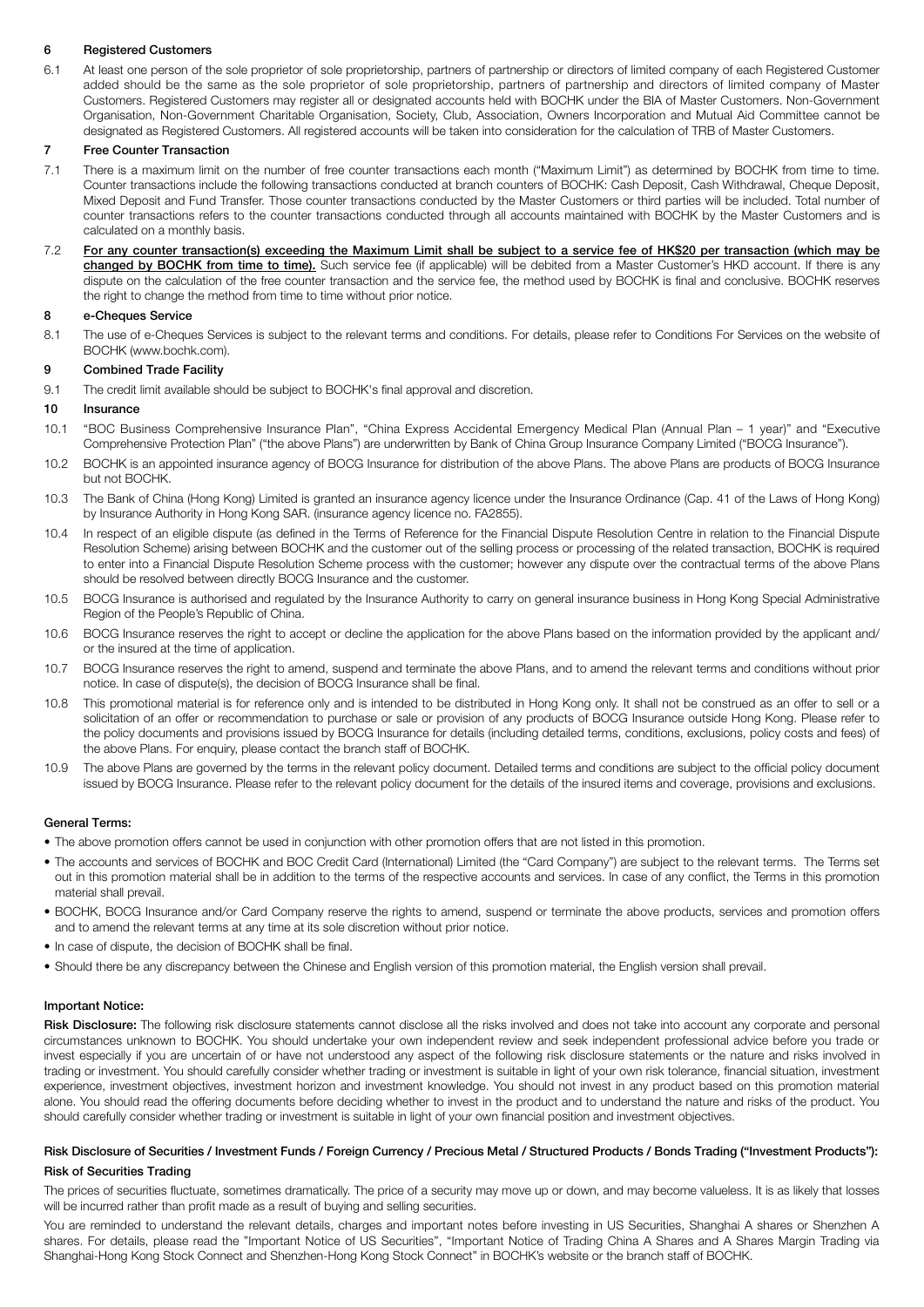## 6 Registered Customers

6.1 At least one person of the sole proprietor of sole proprietorship, partners of partnership or directors of limited company of each Registered Customer added should be the same as the sole proprietor of sole proprietorship, partners of partnership and directors of limited company of Master Customers. Registered Customers may register all or designated accounts held with BOCHK under the BIA of Master Customers. Non-Government Organisation, Non-Government Charitable Organisation, Society, Club, Association, Owners Incorporation and Mutual Aid Committee cannot be designated as Registered Customers. All registered accounts will be taken into consideration for the calculation of TRB of Master Customers.

## 7 Free Counter Transaction

7.1 There is a maximum limit on the number of free counter transactions each month ("Maximum Limit") as determined by BOCHK from time to time. Counter transactions include the following transactions conducted at branch counters of BOCHK: Cash Deposit, Cash Withdrawal, Cheque Deposit, Mixed Deposit and Fund Transfer. Those counter transactions conducted by the Master Customers or third parties will be included. Total number of counter transactions refers to the counter transactions conducted through all accounts maintained with BOCHK by the Master Customers and is calculated on a monthly basis.

7.2 **For any counter transaction(s) exceeding the Maximum Limit shall be subject to a service fee of HK$20 per transaction (which may be changed by BOCHK from time to time).** Such service fee (if applicable) will be debited from a Master Customer's HKD account. If there is any dispute on the calculation of the free counter transaction and the service fee, the method used by BOCHK is final and conclusive. BOCHK reserves the right to change the method from time to time without prior notice.

## 8 e-Cheques Service

8.1 The use of e-Cheques Services is subject to the relevant terms and conditions. For details, please refer to Conditions For Services on the website of BOCHK (www.bochk.com).

## 9 Combined Trade Facility

9.1 The credit limit available should be subject to BOCHK's final approval and discretion.

## 10 Insurance

10.1 "BOC Business Comprehensive Insurance Plan", "China Express Accidental Emergency Medical Plan (Annual Plan – 1 year)" and "Executive Comprehensive Protection Plan" ("the above Plans") are underwritten by Bank of China Group Insurance Company Limited ("BOCG Insurance").

10.2 BOCHK is an appointed insurance agency of BOCG Insurance for distribution of the above Plans. The above Plans are products of BOCG Insurance but not BOCHK.

10.3 The Bank of China (Hong Kong) Limited is granted an insurance agency licence under the Insurance Ordinance (Cap. 41 of the Laws of Hong Kong) by Insurance Authority in Hong Kong SAR. (insurance agency licence no. FA2855).

10.4 In respect of an eligible dispute (as defined in the Terms of Reference for the Financial Dispute Resolution Centre in relation to the Financial Dispute Resolution Scheme) arising between BOCHK and the customer out of the selling process or processing of the related transaction, BOCHK is required to enter into a Financial Dispute Resolution Scheme process with the customer; however any dispute over the contractual terms of the above Plans should be resolved between directly BOCG Insurance and the customer.

10.5 BOCG Insurance is authorised and regulated by the Insurance Authority to carry on general insurance business in Hong Kong Special Administrative Region of the People's Republic of China.

10.6 BOCG Insurance reserves the right to accept or decline the application for the above Plans based on the information provided by the applicant and/or the insured at the time of application.

10.7 BOCG Insurance reserves the right to amend, suspend and terminate the above Plans, and to amend the relevant terms and conditions without prior notice. In case of dispute(s), the decision of BOCG Insurance shall be final.

10.8 This promotional material is for reference only and is intended to be distributed in Hong Kong only. It shall not be construed as an offer to sell or a solicitation of an offer or recommendation to purchase or sale or provision of any products of BOCG Insurance outside Hong Kong. Please refer to the policy documents and provisions issued by BOCG Insurance for details (including detailed terms, conditions, exclusions, policy costs and fees) of the above Plans. For enquiry, please contact the branch staff of BOCHK.

10.9 The above Plans are governed by the terms in the relevant policy document. Detailed terms and conditions are subject to the official policy document issued by BOCG Insurance. Please refer to the relevant policy document for the details of the insured items and coverage, provisions and exclusions.

### General Terms:

- The above promotion offers cannot be used in conjunction with other promotion offers that are not listed in this promotion.
- The accounts and services of BOCHK and BOC Credit Card (International) Limited (the "Card Company") are subject to the relevant terms. The Terms set out in this promotion material shall be in addition to the terms of the respective accounts and services. In case of any conflict, the Terms in this promotion material shall prevail.
- BOCHK, BOCG Insurance and/or Card Company reserve the rights to amend, suspend or terminate the above products, services and promotion offers and to amend the relevant terms at any time at its sole discretion without prior notice.
- In case of dispute, the decision of BOCHK shall be final.
- Should there be any discrepancy between the Chinese and English version of this promotion material, the English version shall prevail.

### Important Notice:

**Risk Disclosure:** The following risk disclosure statements cannot disclose all the risks involved and does not take into account any corporate and personal circumstances unknown to BOCHK. You should undertake your own independent review and seek independent professional advice before you trade or invest especially if you are uncertain of or have not understood any aspect of the following risk disclosure statements or the nature and risks involved in trading or investment. You should carefully consider whether trading or investment is suitable in light of your own risk tolerance, financial situation, investment experience, investment objectives, investment horizon and investment knowledge. You should not invest in any product based on this promotion material alone. You should read the offering documents before deciding whether to invest in the product and to understand the nature and risks of the product. You should carefully consider whether trading or investment is suitable in light of your own financial position and investment objectives.

### Risk Disclosure of Securities / Investment Funds / Foreign Currency / Precious Metal / Structured Products / Bonds Trading ("Investment Products"):

#### Risk of Securities Trading

The prices of securities fluctuate, sometimes dramatically. The price of a security may move up or down, and may become valueless. It is as likely that losses will be incurred rather than profit made as a result of buying and selling securities.

You are reminded to understand the relevant details, charges and important notes before investing in US Securities, Shanghai A shares or Shenzhen A shares. For details, please read the "Important Notice of US Securities", "Important Notice of Trading China A Shares and A Shares Margin Trading via Shanghai-Hong Kong Stock Connect and Shenzhen-Hong Kong Stock Connect" in BOCHK's website or the branch staff of BOCHK.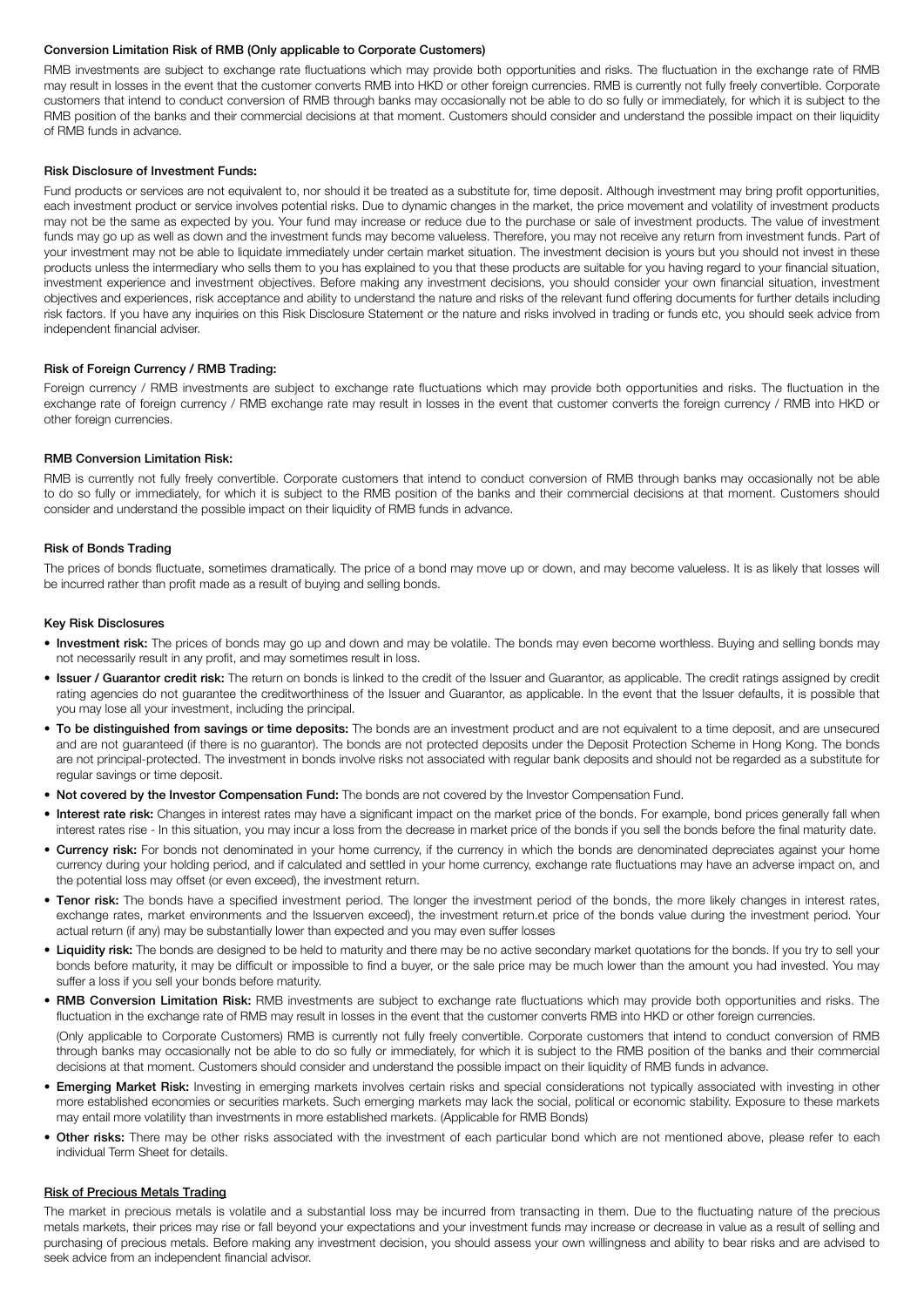#### Conversion Limitation Risk of RMB (Only applicable to Corporate Customers)

RMB investments are subject to exchange rate fluctuations which may provide both opportunities and risks. The fluctuation in the exchange rate of RMB may result in losses in the event that the customer converts RMB into HKD or other foreign currencies. RMB is currently not fully freely convertible. Corporate customers that intend to conduct conversion of RMB through banks may occasionally not be able to do so fully or immediately, for which it is subject to the RMB position of the banks and their commercial decisions at that moment. Customers should consider and understand the possible impact on their liquidity of RMB funds in advance.

#### Risk Disclosure of Investment Funds:

Fund products or services are not equivalent to, nor should it be treated as a substitute for, time deposit. Although investment may bring profit opportunities, each investment product or service involves potential risks. Due to dynamic changes in the market, the price movement and volatility of investment products may not be the same as expected by you. Your fund may increase or reduce due to the purchase or sale of investment products. The value of investment funds may go up as well as down and the investment funds may become valueless. Therefore, you may not receive any return from investment funds. Part of your investment may not be able to liquidate immediately under certain market situation. The investment decision is yours but you should not invest in these products unless the intermediary who sells them to you has explained to you that these products are suitable for you having regard to your financial situation, investment experience and investment objectives. Before making any investment decisions, you should consider your own financial situation, investment objectives and experiences, risk acceptance and ability to understand the nature and risks of the relevant fund offering documents for further details including risk factors. If you have any inquiries on this Risk Disclosure Statement or the nature and risks involved in trading or funds etc, you should seek advice from independent financial adviser.

#### Risk of Foreign Currency / RMB Trading:

Foreign currency / RMB investments are subject to exchange rate fluctuations which may provide both opportunities and risks. The fluctuation in the exchange rate of foreign currency / RMB exchange rate may result in losses in the event that customer converts the foreign currency / RMB into HKD or other foreign currencies.

#### RMB Conversion Limitation Risk:

RMB is currently not fully freely convertible. Corporate customers that intend to conduct conversion of RMB through banks may occasionally not be able to do so fully or immediately, for which it is subject to the RMB position of the banks and their commercial decisions at that moment. Customers should consider and understand the possible impact on their liquidity of RMB funds in advance.

#### Risk of Bonds Trading

The prices of bonds fluctuate, sometimes dramatically. The price of a bond may move up or down, and may become valueless. It is as likely that losses will be incurred rather than profit made as a result of buying and selling bonds.

#### Key Risk Disclosures

- **Investment risk:** The prices of bonds may go up and down and may be volatile. The bonds may even become worthless. Buying and selling bonds may not necessarily result in any profit, and may sometimes result in loss.
- **Issuer / Guarantor credit risk:** The return on bonds is linked to the credit of the Issuer and Guarantor, as applicable. The credit ratings assigned by credit rating agencies do not guarantee the creditworthiness of the Issuer and Guarantor, as applicable. In the event that the Issuer defaults, it is possible that you may lose all your investment, including the principal.
- **To be distinguished from savings or time deposits:** The bonds are an investment product and are not equivalent to a time deposit, and are unsecured and are not guaranteed (if there is no guarantor). The bonds are not protected deposits under the Deposit Protection Scheme in Hong Kong. The bonds are not principal-protected. The investment in bonds involve risks not associated with regular bank deposits and should not be regarded as a substitute for regular savings or time deposit.
- **Not covered by the Investor Compensation Fund:** The bonds are not covered by the Investor Compensation Fund.
- **Interest rate risk:** Changes in interest rates may have a significant impact on the market price of the bonds. For example, bond prices generally fall when interest rates rise - In this situation, you may incur a loss from the decrease in market price of the bonds if you sell the bonds before the final maturity date.
- **Currency risk:** For bonds not denominated in your home currency, if the currency in which the bonds are denominated depreciates against your home currency during your holding period, and if calculated and settled in your home currency, exchange rate fluctuations may have an adverse impact on, and the potential loss may offset (or even exceed), the investment return.
- **Tenor risk:** The bonds have a specified investment period. The longer the investment period of the bonds, the more likely changes in interest rates, exchange rates, market environments and the Issuerven exceed), the investment return.et price of the bonds value during the investment period. Your actual return (if any) may be substantially lower than expected and you may even suffer losses
- **Liquidity risk:** The bonds are designed to be held to maturity and there may be no active secondary market quotations for the bonds. If you try to sell your bonds before maturity, it may be difficult or impossible to find a buyer, or the sale price may be much lower than the amount you had invested. You may suffer a loss if you sell your bonds before maturity.
- **RMB Conversion Limitation Risk:** RMB investments are subject to exchange rate fluctuations which may provide both opportunities and risks. The fluctuation in the exchange rate of RMB may result in losses in the event that the customer converts RMB into HKD or other foreign currencies.

  (Only applicable to Corporate Customers) RMB is currently not fully freely convertible. Corporate customers that intend to conduct conversion of RMB through banks may occasionally not be able to do so fully or immediately, for which it is subject to the RMB position of the banks and their commercial decisions at that moment. Customers should consider and understand the possible impact on their liquidity of RMB funds in advance.
- **Emerging Market Risk:** Investing in emerging markets involves certain risks and special considerations not typically associated with investing in other more established economies or securities markets. Such emerging markets may lack the social, political or economic stability. Exposure to these markets may entail more volatility than investments in more established markets. (Applicable for RMB Bonds)
- **Other risks:** There may be other risks associated with the investment of each particular bond which are not mentioned above, please refer to each individual Term Sheet for details.

#### Risk of Precious Metals Trading

The market in precious metals is volatile and a substantial loss may be incurred from transacting in them. Due to the fluctuating nature of the precious metals markets, their prices may rise or fall beyond your expectations and your investment funds may increase or decrease in value as a result of selling and purchasing of precious metals. Before making any investment decision, you should assess your own willingness and ability to bear risks and are advised to seek advice from an independent financial advisor.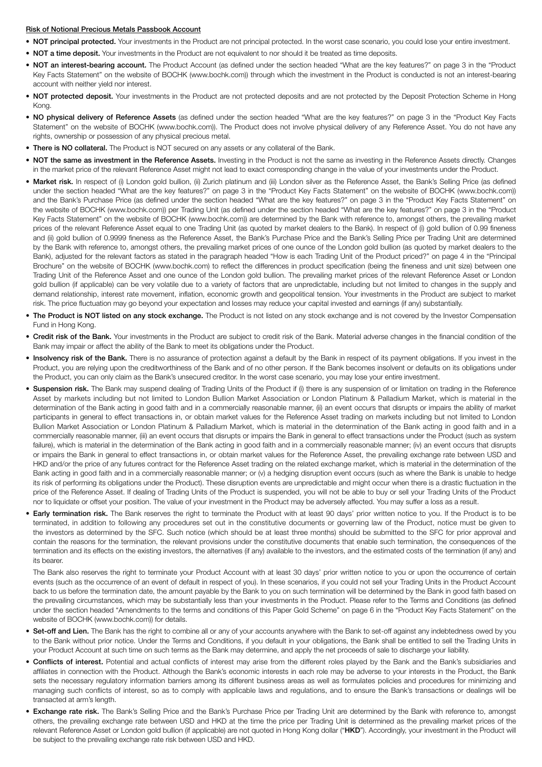**Risk of Notional Precious Metals Passbook Account**

- **NOT principal protected.** Your investments in the Product are not principal protected. In the worst case scenario, you could lose your entire investment.
- **NOT a time deposit.** Your investments in the Product are not equivalent to nor should it be treated as time deposits.
- **NOT an interest-bearing account.** The Product Account (as defined under the section headed "What are the key features?" on page 3 in the "Product Key Facts Statement" on the website of BOCHK (www.bochk.com)) through which the investment in the Product is conducted is not an interest-bearing account with neither yield nor interest.
- **NOT protected deposit.** Your investments in the Product are not protected deposits and are not protected by the Deposit Protection Scheme in Hong Kong.
- **NO physical delivery of Reference Assets** (as defined under the section headed "What are the key features?" on page 3 in the "Product Key Facts Statement" on the website of BOCHK (www.bochk.com)). The Product does not involve physical delivery of any Reference Asset. You do not have any rights, ownership or possession of any physical precious metal.
- **There is NO collateral.** The Product is NOT secured on any assets or any collateral of the Bank.
- **NOT the same as investment in the Reference Assets.** Investing in the Product is not the same as investing in the Reference Assets directly. Changes in the market price of the relevant Reference Asset might not lead to exact corresponding change in the value of your investments under the Product.
- **Market risk.** In respect of (i) London gold bullion, (ii) Zurich platinum and (iii) London silver as the Reference Asset, the Bank's Selling Price (as defined under the section headed "What are the key features?" on page 3 in the "Product Key Facts Statement" on the website of BOCHK (www.bochk.com)) and the Bank's Purchase Price (as defined under the section headed "What are the key features?" on page 3 in the "Product Key Facts Statement" on the website of BOCHK (www.bochk.com)) per Trading Unit (as defined under the section headed "What are the key features?" on page 3 in the "Product Key Facts Statement" on the website of BOCHK (www.bochk.com)) are determined by the Bank with reference to, amongst others, the prevailing market prices of the relevant Reference Asset equal to one Trading Unit (as quoted by market dealers to the Bank). In respect of (i) gold bullion of 0.99 fineness and (ii) gold bullion of 0.9999 fineness as the Reference Asset, the Bank's Purchase Price and the Bank's Selling Price per Trading Unit are determined by the Bank with reference to, amongst others, the prevailing market prices of one ounce of the London gold bullion (as quoted by market dealers to the Bank), adjusted for the relevant factors as stated in the paragraph headed "How is each Trading Unit of the Product priced?" on page 4 in the "Principal Brochure" on the website of BOCHK (www.bochk.com) to reflect the differences in product specification (being the fineness and unit size) between one Trading Unit of the Reference Asset and one ounce of the London gold bullion. The prevailing market prices of the relevant Reference Asset or London gold bullion (if applicable) can be very volatile due to a variety of factors that are unpredictable, including but not limited to changes in the supply and demand relationship, interest rate movement, inflation, economic growth and geopolitical tension. Your investments in the Product are subject to market risk. The price fluctuation may go beyond your expectation and losses may reduce your capital invested and earnings (if any) substantially.
- **The Product is NOT listed on any stock exchange.** The Product is not listed on any stock exchange and is not covered by the Investor Compensation Fund in Hong Kong.
- **Credit risk of the Bank.** Your investments in the Product are subject to credit risk of the Bank. Material adverse changes in the financial condition of the Bank may impair or affect the ability of the Bank to meet its obligations under the Product.
- **Insolvency risk of the Bank.** There is no assurance of protection against a default by the Bank in respect of its payment obligations. If you invest in the Product, you are relying upon the creditworthiness of the Bank and of no other person. If the Bank becomes insolvent or defaults on its obligations under the Product, you can only claim as the Bank's unsecured creditor. In the worst case scenario, you may lose your entire investment.
- **Suspension risk.** The Bank may suspend dealing of Trading Units of the Product if (i) there is any suspension of or limitation on trading in the Reference Asset by markets including but not limited to London Bullion Market Association or London Platinum & Palladium Market, which is material in the determination of the Bank acting in good faith and in a commercially reasonable manner, (ii) an event occurs that disrupts or impairs the ability of market participants in general to effect transactions in, or obtain market values for the Reference Asset trading on markets including but not limited to London Bullion Market Association or London Platinum & Palladium Market, which is material in the determination of the Bank acting in good faith and in a commercially reasonable manner, (iii) an event occurs that disrupts or impairs the Bank in general to effect transactions under the Product (such as system failure), which is material in the determination of the Bank acting in good faith and in a commercially reasonable manner; (iv) an event occurs that disrupts or impairs the Bank in general to effect transactions in, or obtain market values for the Reference Asset, the prevailing exchange rate between USD and HKD and/or the price of any futures contract for the Reference Asset trading on the related exchange market, which is material in the determination of the Bank acting in good faith and in a commercially reasonable manner; or (v) a hedging disruption event occurs (such as where the Bank is unable to hedge its risk of performing its obligations under the Product). These disruption events are unpredictable and might occur when there is a drastic fluctuation in the price of the Reference Asset. If dealing of Trading Units of the Product is suspended, you will not be able to buy or sell your Trading Units of the Product nor to liquidate or offset your position. The value of your investment in the Product may be adversely affected. You may suffer a loss as a result.
- **Early termination risk.** The Bank reserves the right to terminate the Product with at least 90 days' prior written notice to you. If the Product is to be terminated, in addition to following any procedures set out in the constitutive documents or governing law of the Product, notice must be given to the investors as determined by the SFC. Such notice (which should be at least three months) should be submitted to the SFC for prior approval and contain the reasons for the termination, the relevant provisions under the constitutive documents that enable such termination, the consequences of the termination and its effects on the existing investors, the alternatives (if any) available to the investors, and the estimated costs of the termination (if any) and its bearer.

  The Bank also reserves the right to terminate your Product Account with at least 30 days' prior written notice to you or upon the occurrence of certain events (such as the occurrence of an event of default in respect of you). In these scenarios, if you could not sell your Trading Units in the Product Account back to us before the termination date, the amount payable by the Bank to you on such termination will be determined by the Bank in good faith based on the prevailing circumstances, which may be substantially less than your investments in the Product. Please refer to the Terms and Conditions (as defined under the section headed "Amendments to the terms and conditions of this Paper Gold Scheme" on page 6 in the "Product Key Facts Statement" on the website of BOCHK (www.bochk.com)) for details.
- **Set-off and Lien.** The Bank has the right to combine all or any of your accounts anywhere with the Bank to set-off against any indebtedness owed by you to the Bank without prior notice. Under the Terms and Conditions, if you default in your obligations, the Bank shall be entitled to sell the Trading Units in your Product Account at such time on such terms as the Bank may determine, and apply the net proceeds of sale to discharge your liability.
- **Conflicts of interest.** Potential and actual conflicts of interest may arise from the different roles played by the Bank and the Bank's subsidiaries and affiliates in connection with the Product. Although the Bank's economic interests in each role may be adverse to your interests in the Product, the Bank sets the necessary regulatory information barriers among its different business areas as well as formulates policies and procedures for minimizing and managing such conflicts of interest, so as to comply with applicable laws and regulations, and to ensure the Bank's transactions or dealings will be transacted at arm's length.
- **Exchange rate risk.** The Bank's Selling Price and the Bank's Purchase Price per Trading Unit are determined by the Bank with reference to, amongst others, the prevailing exchange rate between USD and HKD at the time the price per Trading Unit is determined as the prevailing market prices of the relevant Reference Asset or London gold bullion (if applicable) are not quoted in Hong Kong dollar ("**HKD**"). Accordingly, your investment in the Product will be subject to the prevailing exchange rate risk between USD and HKD.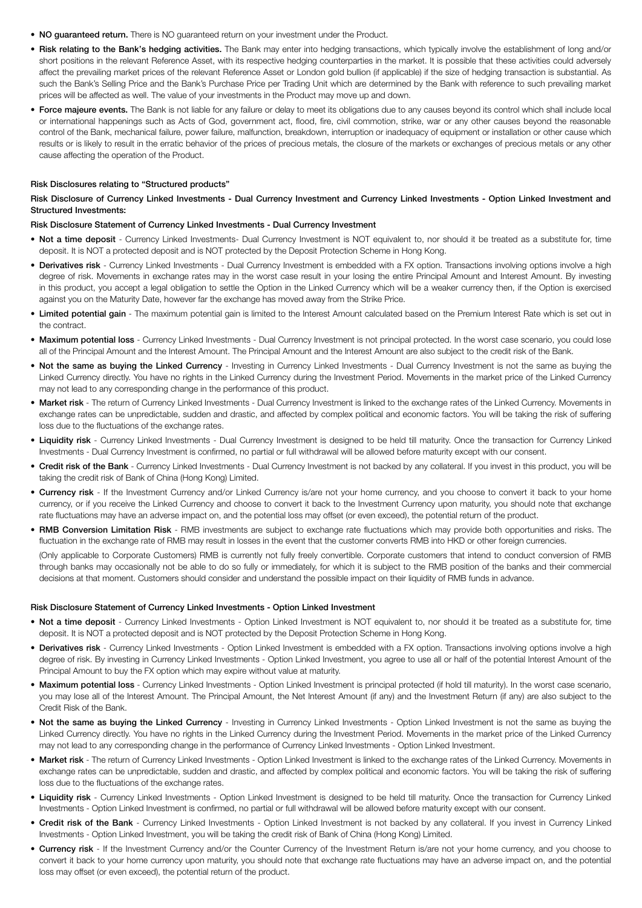- **NO guaranteed return.** There is NO guaranteed return on your investment under the Product.
- **Risk relating to the Bank's hedging activities.** The Bank may enter into hedging transactions, which typically involve the establishment of long and/or short positions in the relevant Reference Asset, with its respective hedging counterparties in the market. It is possible that these activities could adversely affect the prevailing market prices of the relevant Reference Asset or London gold bullion (if applicable) if the size of hedging transaction is substantial. As such the Bank's Selling Price and the Bank's Purchase Price per Trading Unit which are determined by the Bank with reference to such prevailing market prices will be affected as well. The value of your investments in the Product may move up and down.
- **Force majeure events.** The Bank is not liable for any failure or delay to meet its obligations due to any causes beyond its control which shall include local or international happenings such as Acts of God, government act, flood, fire, civil commotion, strike, war or any other causes beyond the reasonable control of the Bank, mechanical failure, power failure, malfunction, breakdown, interruption or inadequacy of equipment or installation or other cause which results or is likely to result in the erratic behavior of the prices of precious metals, the closure of the markets or exchanges of precious metals or any other cause affecting the operation of the Product.

**Risk Disclosures relating to "Structured products"**

**Risk Disclosure of Currency Linked Investments - Dual Currency Investment and Currency Linked Investments - Option Linked Investment and Structured Investments:**

**Risk Disclosure Statement of Currency Linked Investments - Dual Currency Investment**

- **Not a time deposit** - Currency Linked Investments- Dual Currency Investment is NOT equivalent to, nor should it be treated as a substitute for, time deposit. It is NOT a protected deposit and is NOT protected by the Deposit Protection Scheme in Hong Kong.
- **Derivatives risk** - Currency Linked Investments - Dual Currency Investment is embedded with a FX option. Transactions involving options involve a high degree of risk. Movements in exchange rates may in the worst case result in your losing the entire Principal Amount and Interest Amount. By investing in this product, you accept a legal obligation to settle the Option in the Linked Currency which will be a weaker currency then, if the Option is exercised against you on the Maturity Date, however far the exchange has moved away from the Strike Price.
- **Limited potential gain** - The maximum potential gain is limited to the Interest Amount calculated based on the Premium Interest Rate which is set out in the contract.
- **Maximum potential loss** - Currency Linked Investments - Dual Currency Investment is not principal protected. In the worst case scenario, you could lose all of the Principal Amount and the Interest Amount. The Principal Amount and the Interest Amount are also subject to the credit risk of the Bank.
- **Not the same as buying the Linked Currency** - Investing in Currency Linked Investments - Dual Currency Investment is not the same as buying the Linked Currency directly. You have no rights in the Linked Currency during the Investment Period. Movements in the market price of the Linked Currency may not lead to any corresponding change in the performance of this product.
- **Market risk** - The return of Currency Linked Investments - Dual Currency Investment is linked to the exchange rates of the Linked Currency. Movements in exchange rates can be unpredictable, sudden and drastic, and affected by complex political and economic factors. You will be taking the risk of suffering loss due to the fluctuations of the exchange rates.
- **Liquidity risk** - Currency Linked Investments - Dual Currency Investment is designed to be held till maturity. Once the transaction for Currency Linked Investments - Dual Currency Investment is confirmed, no partial or full withdrawal will be allowed before maturity except with our consent.
- **Credit risk of the Bank** - Currency Linked Investments - Dual Currency Investment is not backed by any collateral. If you invest in this product, you will be taking the credit risk of Bank of China (Hong Kong) Limited.
- **Currency risk** - If the Investment Currency and/or Linked Currency is/are not your home currency, and you choose to convert it back to your home currency, or if you receive the Linked Currency and choose to convert it back to the Investment Currency upon maturity, you should note that exchange rate fluctuations may have an adverse impact on, and the potential loss may offset (or even exceed), the potential return of the product.
- **RMB Conversion Limitation Risk** - RMB investments are subject to exchange rate fluctuations which may provide both opportunities and risks. The fluctuation in the exchange rate of RMB may result in losses in the event that the customer converts RMB into HKD or other foreign currencies.

  (Only applicable to Corporate Customers) RMB is currently not fully freely convertible. Corporate customers that intend to conduct conversion of RMB through banks may occasionally not be able to do so fully or immediately, for which it is subject to the RMB position of the banks and their commercial decisions at that moment. Customers should consider and understand the possible impact on their liquidity of RMB funds in advance.

**Risk Disclosure Statement of Currency Linked Investments - Option Linked Investment**

- **Not a time deposit** - Currency Linked Investments - Option Linked Investment is NOT equivalent to, nor should it be treated as a substitute for, time deposit. It is NOT a protected deposit and is NOT protected by the Deposit Protection Scheme in Hong Kong.
- **Derivatives risk** - Currency Linked Investments - Option Linked Investment is embedded with a FX option. Transactions involving options involve a high degree of risk. By investing in Currency Linked Investments - Option Linked Investment, you agree to use all or half of the potential Interest Amount of the Principal Amount to buy the FX option which may expire without value at maturity.
- **Maximum potential loss** - Currency Linked Investments - Option Linked Investment is principal protected (if hold till maturity). In the worst case scenario, you may lose all of the Interest Amount. The Principal Amount, the Net Interest Amount (if any) and the Investment Return (if any) are also subject to the Credit Risk of the Bank.
- **Not the same as buying the Linked Currency** - Investing in Currency Linked Investments - Option Linked Investment is not the same as buying the Linked Currency directly. You have no rights in the Linked Currency during the Investment Period. Movements in the market price of the Linked Currency may not lead to any corresponding change in the performance of Currency Linked Investments - Option Linked Investment.
- **Market risk** - The return of Currency Linked Investments - Option Linked Investment is linked to the exchange rates of the Linked Currency. Movements in exchange rates can be unpredictable, sudden and drastic, and affected by complex political and economic factors. You will be taking the risk of suffering loss due to the fluctuations of the exchange rates.
- **Liquidity risk** - Currency Linked Investments - Option Linked Investment is designed to be held till maturity. Once the transaction for Currency Linked Investments - Option Linked Investment is confirmed, no partial or full withdrawal will be allowed before maturity except with our consent.
- **Credit risk of the Bank** - Currency Linked Investments - Option Linked Investment is not backed by any collateral. If you invest in Currency Linked Investments - Option Linked Investment, you will be taking the credit risk of Bank of China (Hong Kong) Limited.
- **Currency risk** - If the Investment Currency and/or the Counter Currency of the Investment Return is/are not your home currency, and you choose to convert it back to your home currency upon maturity, you should note that exchange rate fluctuations may have an adverse impact on, and the potential loss may offset (or even exceed), the potential return of the product.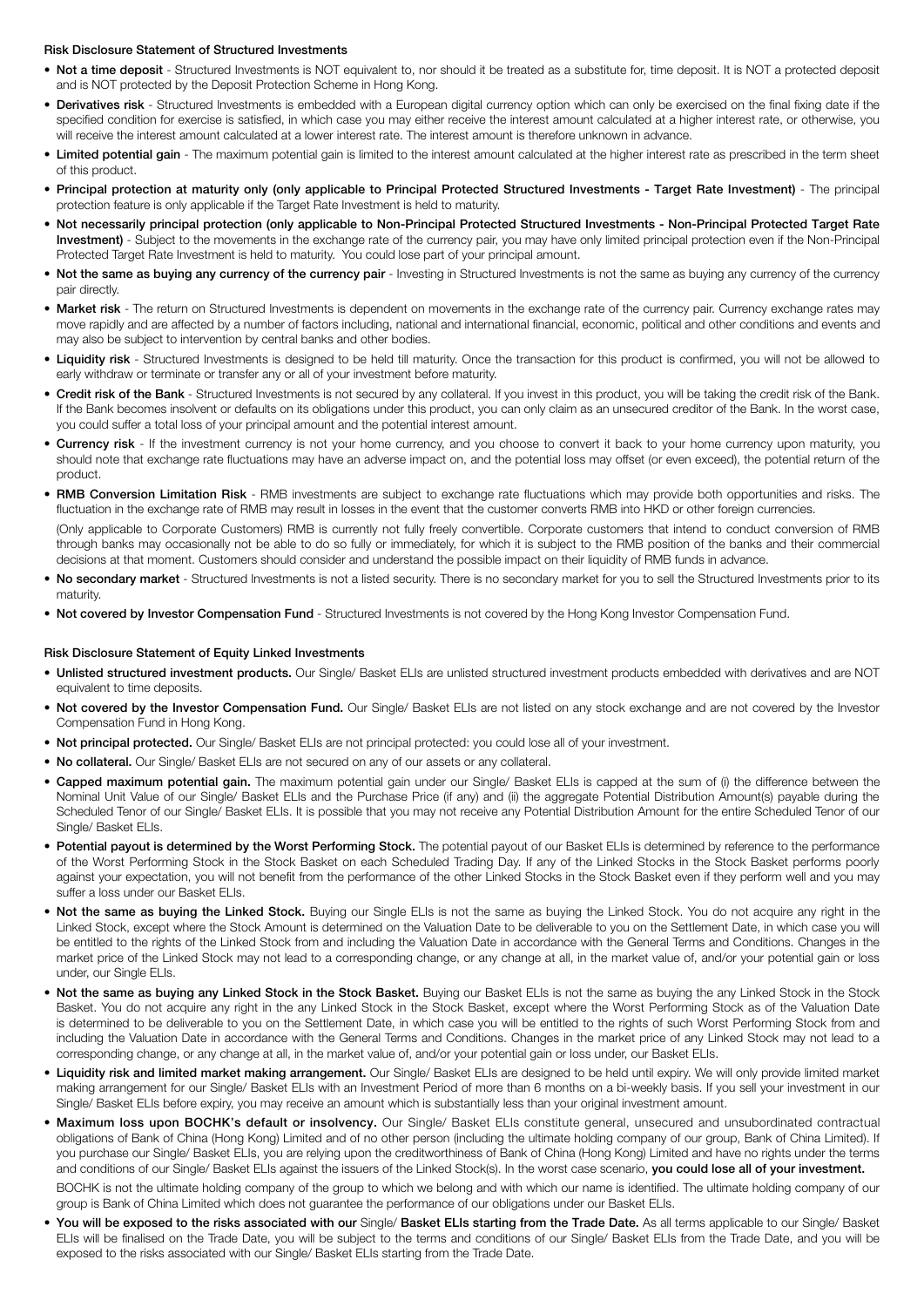**Risk Disclosure Statement of Structured Investments**

- **Not a time deposit** - Structured Investments is NOT equivalent to, nor should it be treated as a substitute for, time deposit. It is NOT a protected deposit and is NOT protected by the Deposit Protection Scheme in Hong Kong.
- **Derivatives risk** - Structured Investments is embedded with a European digital currency option which can only be exercised on the final fixing date if the specified condition for exercise is satisfied, in which case you may either receive the interest amount calculated at a higher interest rate, or otherwise, you will receive the interest amount calculated at a lower interest rate. The interest amount is therefore unknown in advance.
- **Limited potential gain** - The maximum potential gain is limited to the interest amount calculated at the higher interest rate as prescribed in the term sheet of this product.
- **Principal protection at maturity only (only applicable to Principal Protected Structured Investments - Target Rate Investment)** - The principal protection feature is only applicable if the Target Rate Investment is held to maturity.
- **Not necessarily principal protection (only applicable to Non-Principal Protected Structured Investments - Non-Principal Protected Target Rate Investment)** - Subject to the movements in the exchange rate of the currency pair, you may have only limited principal protection even if the Non-Principal Protected Target Rate Investment is held to maturity. You could lose part of your principal amount.
- **Not the same as buying any currency of the currency pair** - Investing in Structured Investments is not the same as buying any currency of the currency pair directly.
- **Market risk** - The return on Structured Investments is dependent on movements in the exchange rate of the currency pair. Currency exchange rates may move rapidly and are affected by a number of factors including, national and international financial, economic, political and other conditions and events and may also be subject to intervention by central banks and other bodies.
- **Liquidity risk** - Structured Investments is designed to be held till maturity. Once the transaction for this product is confirmed, you will not be allowed to early withdraw or terminate or transfer any or all of your investment before maturity.
- **Credit risk of the Bank** - Structured Investments is not secured by any collateral. If you invest in this product, you will be taking the credit risk of the Bank. If the Bank becomes insolvent or defaults on its obligations under this product, you can only claim as an unsecured creditor of the Bank. In the worst case, you could suffer a total loss of your principal amount and the potential interest amount.
- **Currency risk** - If the investment currency is not your home currency, and you choose to convert it back to your home currency upon maturity, you should note that exchange rate fluctuations may have an adverse impact on, and the potential loss may offset (or even exceed), the potential return of the product.
- **RMB Conversion Limitation Risk** - RMB investments are subject to exchange rate fluctuations which may provide both opportunities and risks. The fluctuation in the exchange rate of RMB may result in losses in the event that the customer converts RMB into HKD or other foreign currencies.

  (Only applicable to Corporate Customers) RMB is currently not fully freely convertible. Corporate customers that intend to conduct conversion of RMB through banks may occasionally not be able to do so fully or immediately, for which it is subject to the RMB position of the banks and their commercial decisions at that moment. Customers should consider and understand the possible impact on their liquidity of RMB funds in advance.
- **No secondary market** - Structured Investments is not a listed security. There is no secondary market for you to sell the Structured Investments prior to its maturity.
- **Not covered by Investor Compensation Fund** - Structured Investments is not covered by the Hong Kong Investor Compensation Fund.

**Risk Disclosure Statement of Equity Linked Investments**

- **Unlisted structured investment products.** Our Single/ Basket ELIs are unlisted structured investment products embedded with derivatives and are NOT equivalent to time deposits.
- **Not covered by the Investor Compensation Fund.** Our Single/ Basket ELIs are not listed on any stock exchange and are not covered by the Investor Compensation Fund in Hong Kong.
- **Not principal protected.** Our Single/ Basket ELIs are not principal protected: you could lose all of your investment.
- **No collateral.** Our Single/ Basket ELIs are not secured on any of our assets or any collateral.
- **Capped maximum potential gain.** The maximum potential gain under our Single/ Basket ELIs is capped at the sum of (i) the difference between the Nominal Unit Value of our Single/ Basket ELIs and the Purchase Price (if any) and (ii) the aggregate Potential Distribution Amount(s) payable during the Scheduled Tenor of our Single/ Basket ELIs. It is possible that you may not receive any Potential Distribution Amount for the entire Scheduled Tenor of our Single/ Basket ELIs.
- **Potential payout is determined by the Worst Performing Stock.** The potential payout of our Basket ELIs is determined by reference to the performance of the Worst Performing Stock in the Stock Basket on each Scheduled Trading Day. If any of the Linked Stocks in the Stock Basket performs poorly against your expectation, you will not benefit from the performance of the other Linked Stocks in the Stock Basket even if they perform well and you may suffer a loss under our Basket ELIs.
- **Not the same as buying the Linked Stock.** Buying our Single ELIs is not the same as buying the Linked Stock. You do not acquire any right in the Linked Stock, except where the Stock Amount is determined on the Valuation Date to be deliverable to you on the Settlement Date, in which case you will be entitled to the rights of the Linked Stock from and including the Valuation Date in accordance with the General Terms and Conditions. Changes in the market price of the Linked Stock may not lead to a corresponding change, or any change at all, in the market value of, and/or your potential gain or loss under, our Single ELIs.
- **Not the same as buying any Linked Stock in the Stock Basket.** Buying our Basket ELIs is not the same as buying the any Linked Stock in the Stock Basket. You do not acquire any right in the any Linked Stock in the Stock Basket, except where the Worst Performing Stock as of the Valuation Date is determined to be deliverable to you on the Settlement Date, in which case you will be entitled to the rights of such Worst Performing Stock from and including the Valuation Date in accordance with the General Terms and Conditions. Changes in the market price of any Linked Stock may not lead to a corresponding change, or any change at all, in the market value of, and/or your potential gain or loss under, our Basket ELIs.
- **Liquidity risk and limited market making arrangement.** Our Single/ Basket ELIs are designed to be held until expiry. We will only provide limited market making arrangement for our Single/ Basket ELIs with an Investment Period of more than 6 months on a bi-weekly basis. If you sell your investment in our Single/ Basket ELIs before expiry, you may receive an amount which is substantially less than your original investment amount.
- **Maximum loss upon BOCHK's default or insolvency.** Our Single/ Basket ELIs constitute general, unsecured and unsubordinated contractual obligations of Bank of China (Hong Kong) Limited and of no other person (including the ultimate holding company of our group, Bank of China Limited). If you purchase our Single/ Basket ELIs, you are relying upon the creditworthiness of Bank of China (Hong Kong) Limited and have no rights under the terms and conditions of our Single/ Basket ELIs against the issuers of the Linked Stock(s). In the worst case scenario, **you could lose all of your investment.**

  BOCHK is not the ultimate holding company of the group to which we belong and with which our name is identified. The ultimate holding company of our group is Bank of China Limited which does not guarantee the performance of our obligations under our Basket ELIs.
- **You will be exposed to the risks associated with our** Single/ **Basket ELIs starting from the Trade Date.** As all terms applicable to our Single/ Basket ELIs will be finalised on the Trade Date, you will be subject to the terms and conditions of our Single/ Basket ELIs from the Trade Date, and you will be exposed to the risks associated with our Single/ Basket ELIs starting from the Trade Date.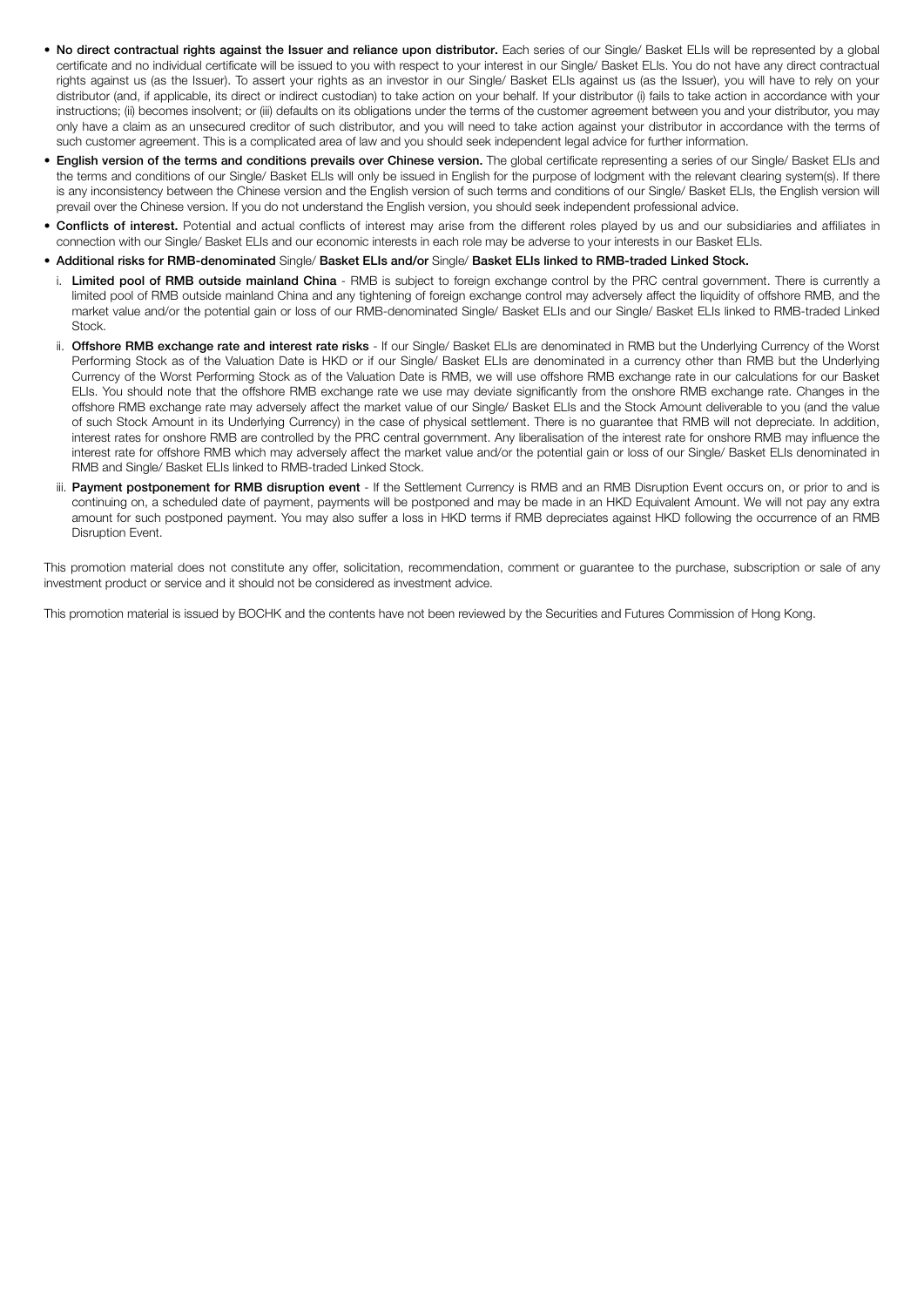- **No direct contractual rights against the Issuer and reliance upon distributor.** Each series of our Single/ Basket ELIs will be represented by a global certificate and no individual certificate will be issued to you with respect to your interest in our Single/ Basket ELIs. You do not have any direct contractual rights against us (as the Issuer). To assert your rights as an investor in our Single/ Basket ELIs against us (as the Issuer), you will have to rely on your distributor (and, if applicable, its direct or indirect custodian) to take action on your behalf. If your distributor (i) fails to take action in accordance with your instructions; (ii) becomes insolvent; or (iii) defaults on its obligations under the terms of the customer agreement between you and your distributor, you may only have a claim as an unsecured creditor of such distributor, and you will need to take action against your distributor in accordance with the terms of such customer agreement. This is a complicated area of law and you should seek independent legal advice for further information.
- **English version of the terms and conditions prevails over Chinese version.** The global certificate representing a series of our Single/ Basket ELIs and the terms and conditions of our Single/ Basket ELIs will only be issued in English for the purpose of lodgment with the relevant clearing system(s). If there is any inconsistency between the Chinese version and the English version of such terms and conditions of our Single/ Basket ELIs, the English version will prevail over the Chinese version. If you do not understand the English version, you should seek independent professional advice.
- **Conflicts of interest.** Potential and actual conflicts of interest may arise from the different roles played by us and our subsidiaries and affiliates in connection with our Single/ Basket ELIs and our economic interests in each role may be adverse to your interests in our Basket ELIs.
- **Additional risks for RMB-denominated** Single/ **Basket ELIs and/or** Single/ **Basket ELIs linked to RMB-traded Linked Stock.**
  i. **Limited pool of RMB outside mainland China** - RMB is subject to foreign exchange control by the PRC central government. There is currently a limited pool of RMB outside mainland China and any tightening of foreign exchange control may adversely affect the liquidity of offshore RMB, and the market value and/or the potential gain or loss of our RMB-denominated Single/ Basket ELIs and our Single/ Basket ELIs linked to RMB-traded Linked Stock.
  ii. **Offshore RMB exchange rate and interest rate risks** - If our Single/ Basket ELIs are denominated in RMB but the Underlying Currency of the Worst Performing Stock as of the Valuation Date is HKD or if our Single/ Basket ELIs are denominated in a currency other than RMB but the Underlying Currency of the Worst Performing Stock as of the Valuation Date is RMB, we will use offshore RMB exchange rate in our calculations for our Basket ELIs. You should note that the offshore RMB exchange rate we use may deviate significantly from the onshore RMB exchange rate. Changes in the offshore RMB exchange rate may adversely affect the market value of our Single/ Basket ELIs and the Stock Amount deliverable to you (and the value of such Stock Amount in its Underlying Currency) in the case of physical settlement. There is no guarantee that RMB will not depreciate. In addition, interest rates for onshore RMB are controlled by the PRC central government. Any liberalisation of the interest rate for onshore RMB may influence the interest rate for offshore RMB which may adversely affect the market value and/or the potential gain or loss of our Single/ Basket ELIs denominated in RMB and Single/ Basket ELIs linked to RMB-traded Linked Stock.
  iii. **Payment postponement for RMB disruption event** - If the Settlement Currency is RMB and an RMB Disruption Event occurs on, or prior to and is continuing on, a scheduled date of payment, payments will be postponed and may be made in an HKD Equivalent Amount. We will not pay any extra amount for such postponed payment. You may also suffer a loss in HKD terms if RMB depreciates against HKD following the occurrence of an RMB Disruption Event.

This promotion material does not constitute any offer, solicitation, recommendation, comment or guarantee to the purchase, subscription or sale of any investment product or service and it should not be considered as investment advice.

This promotion material is issued by BOCHK and the contents have not been reviewed by the Securities and Futures Commission of Hong Kong.